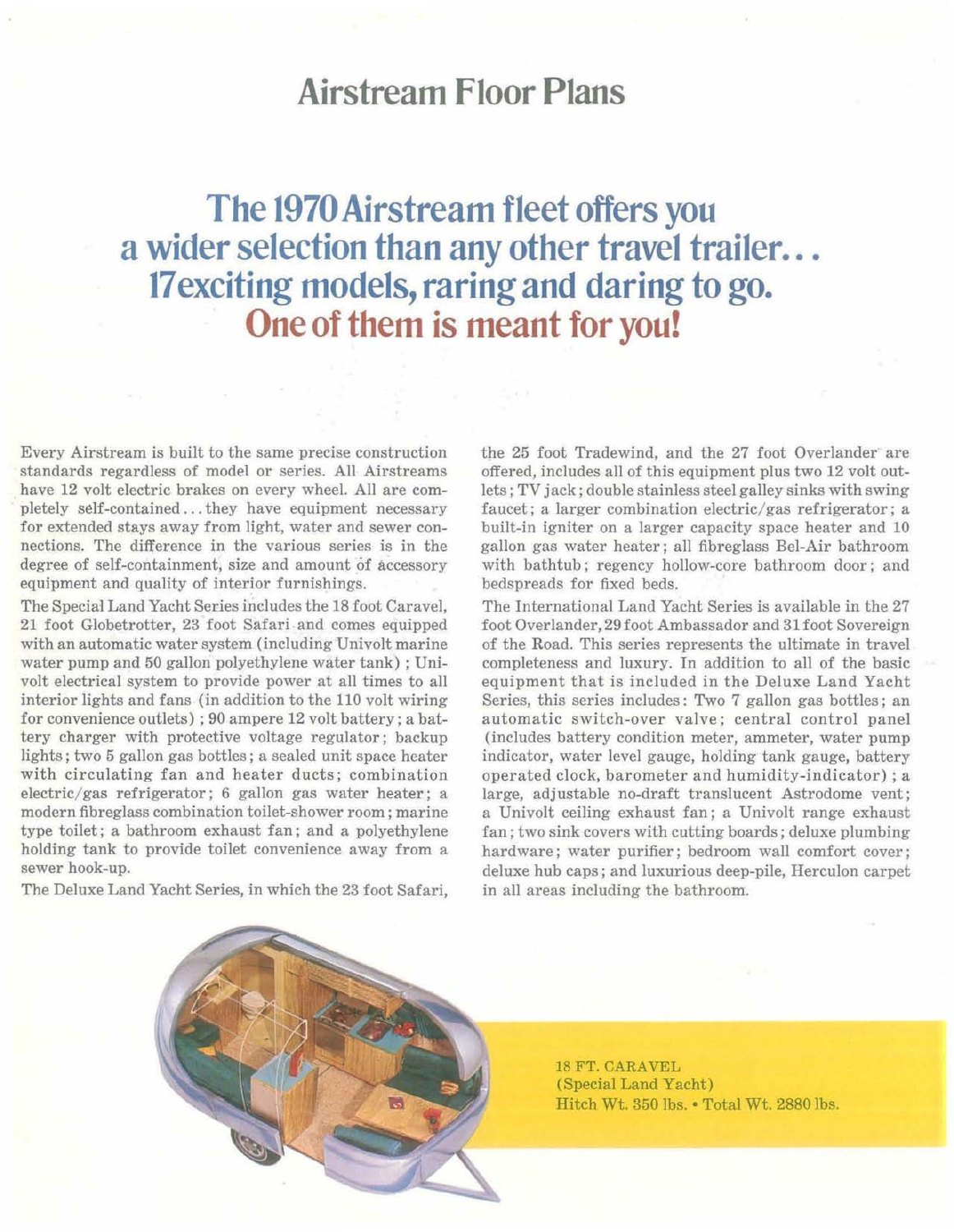# Airstream Floor Plans

## The 1970 Airstream fleet offers you a wider selection than any other travel trailer... 17 exciting models, raring and daring to go. One of them is meant for you!

Every Airstream is built to the same precise construction standards regardless of model or series. All Airstreams have 12 volt electric brakes on every wheel. All are completely self-contained... they have equipment necessary for extended stays away from light, water and sewer connections. The difference in the various series is in the degree of self-containment, size and amount of accessory equipment and quality of interior furnishings.

The Special Land Yacht Series includes the 18 foot Caravel, 21 foot Globetrotter, 23 foot Safari and comes equipped with an automatic water system (including Univolt marine water pump and 50 gallon polyethylene water tank); Univolt electrical system to provide power at all times to all interior lights and fans (in addition to the 110 volt wiring for convenience outlets); 90 ampere 12 volt battery; a battery charger with protective voltage regulator; backup lights; two 5 gallon gas bottles; a sealed unit space heater with circulating fan and heater ducts; combination electric/gas refrigerator; 6 gallon gas water heater; a modern fibreglass combination toilet-shower room; marine type toilet; a bathroom exhaust fan; and a polyethylene holding tank to provide toilet convenience away from a sewer hook-up.

The Deluxe Land Yacht Series, in which the 23 foot Safari, the 25 foot Tradewind, and the 27 foot Overlander are offered, includes all of this equipment plus two 12 volt outlets; TV jack; double stainless steel galley sinks with swing faucet; a larger combination electric/gas refrigerator; a built-in igniter on a larger capacity space heater and 10 gallon gas water heater; all fibreglass Bel-Air bathroom with bathtub; regency hollow-core bathroom door; and bedspreads for fixed beds.

The International Land Yacht Series is available in the 27 foot Overlander, 29 foot Ambassador and 31 foot Sovereign of the Road. This series represents the ultimate in travel completeness and luxury. In addition to all of the basic equipment that is included in the Deluxe Land Yacht Series, this series includes: Two 7 gallon gas bottles; an automatic switch-over valve; central control panel (includes battery condition meter, ammeter, water pump indicator, water level gauge, holding tank gauge, battery operated clock, barometer and humidity-indicator); a large, adjustable no-draft translucent Astrodome vent; a Univolt ceiling exhaust fan; a Univolt range exhaust fan; two sink covers with cutting boards; deluxe plumbing hardware; water purifier; bedroom wall comfort cover; deluxe hub caps; and luxurious deep-pile, Herculon carpet in all areas including the bathroom.

18 FT. CARAVEL
(Special Land Yacht)
Hitch Wt. 350 lbs. • Total Wt. 2880 lbs.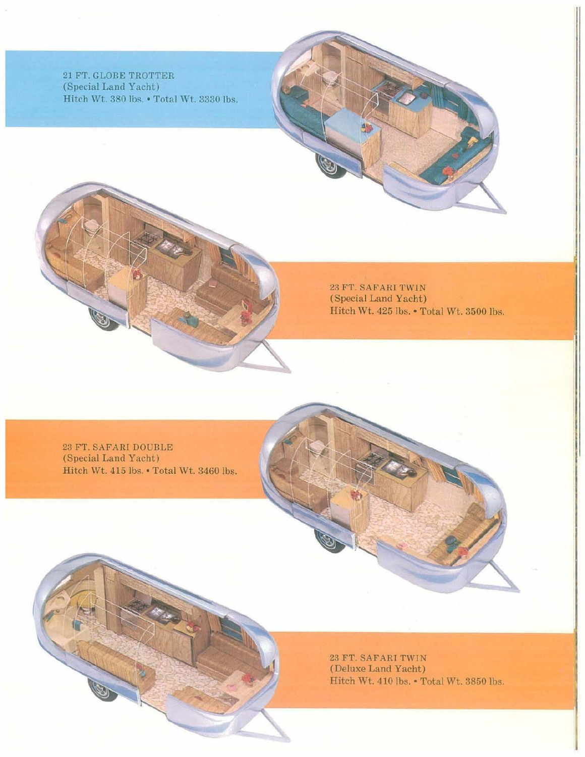21 FT. GLOBE TROTTER
(Special Land Yacht)
Hitch Wt. 380 lbs. • Total Wt. 3330 lbs.

23 FT. SAFARI TWIN
(Special Land Yacht)
Hitch Wt. 425 lbs. • Total Wt. 3500 lbs.

23 FT. SAFARI DOUBLE
(Special Land Yacht)
Hitch Wt. 415 lbs. • Total Wt. 3460 lbs.

23 FT. SAFARI TWIN
(Deluxe Land Yacht)
Hitch Wt. 410 lbs. • Total Wt. 3850 lbs.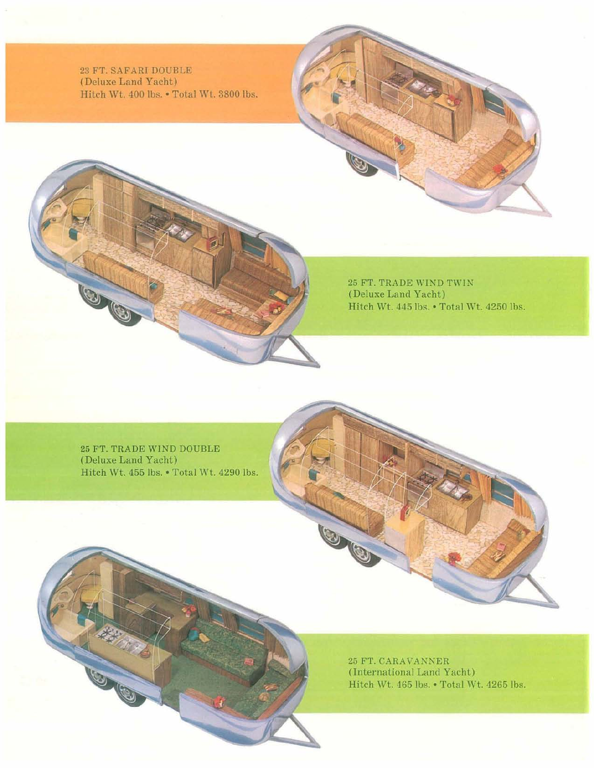23 FT. SAFARI DOUBLE
(Deluxe Land Yacht)
Hitch Wt. 400 lbs. • Total Wt. 3800 lbs.

25 FT. TRADE WIND TWIN
(Deluxe Land Yacht)
Hitch Wt. 445 lbs. • Total Wt. 4250 lbs.

25 FT. TRADE WIND DOUBLE
(Deluxe Land Yacht)
Hitch Wt. 455 lbs. • Total Wt. 4290 lbs.

25 FT. CARAVANNER
(International Land Yacht)
Hitch Wt. 465 lbs. • Total Wt. 4265 lbs.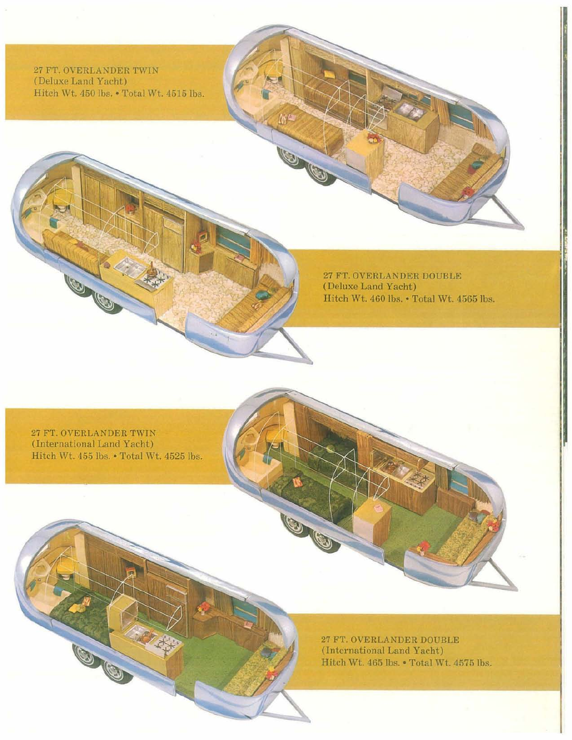27 FT. OVERLANDER TWIN
(Deluxe Land Yacht)
Hitch Wt. 450 lbs. • Total Wt. 4515 lbs.

27 FT. OVERLANDER DOUBLE
(Deluxe Land Yacht)
Hitch Wt. 460 lbs. • Total Wt. 4565 lbs.

27 FT. OVERLANDER TWIN
(International Land Yacht)
Hitch Wt. 455 lbs. • Total Wt. 4525 lbs.

27 FT. OVERLANDER DOUBLE
(International Land Yacht)
Hitch Wt. 465 lbs. • Total Wt. 4575 lbs.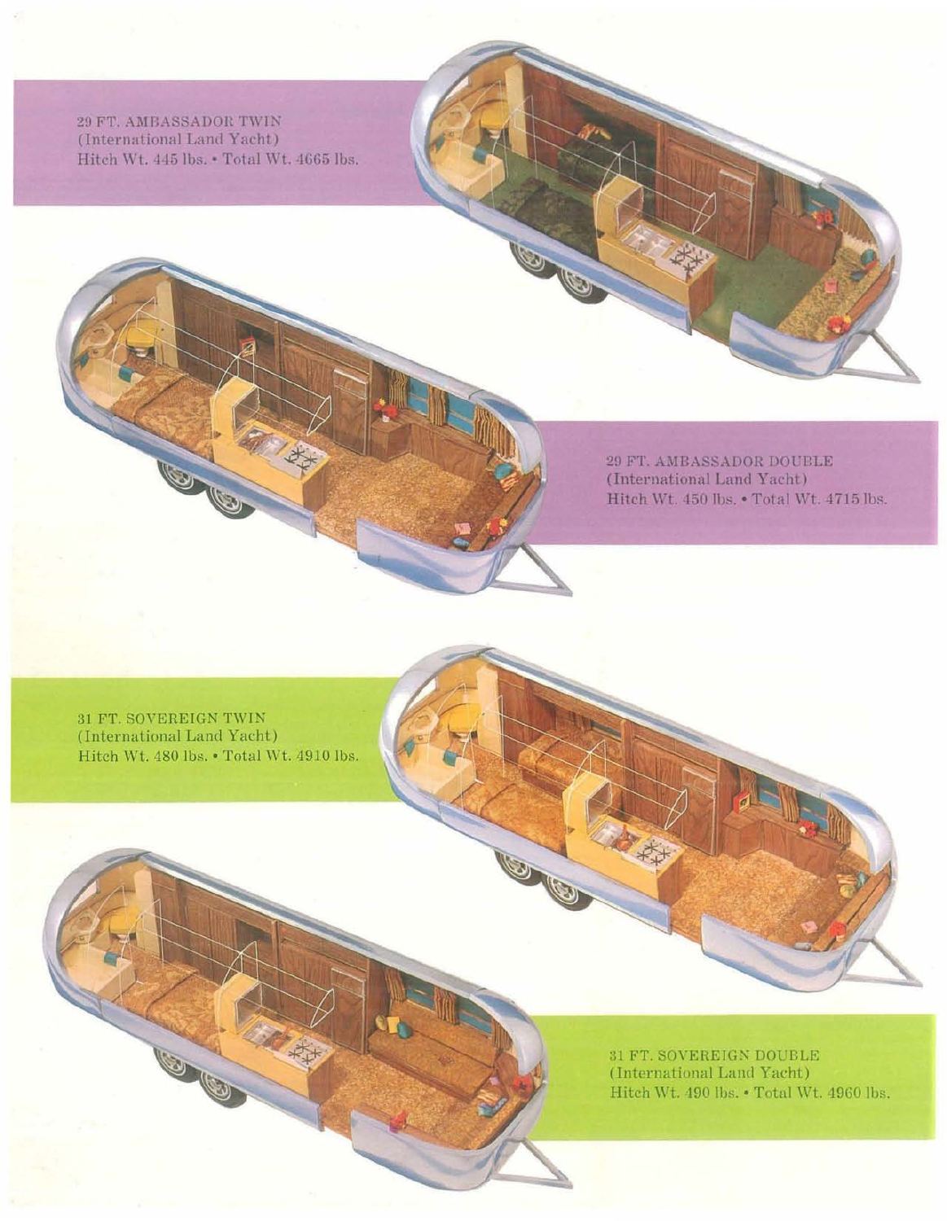29 FT. AMBASSADOR TWIN
(International Land Yacht)
Hitch Wt. 445 lbs. • Total Wt. 4665 lbs.

29 FT. AMBASSADOR DOUBLE
(International Land Yacht)
Hitch Wt. 450 lbs. • Total Wt. 4715 lbs.

31 FT. SOVEREIGN TWIN
(International Land Yacht)
Hitch Wt. 480 lbs. • Total Wt. 4910 lbs.

31 FT. SOVEREIGN DOUBLE
(International Land Yacht)
Hitch Wt. 490 lbs. • Total Wt. 4960 lbs.